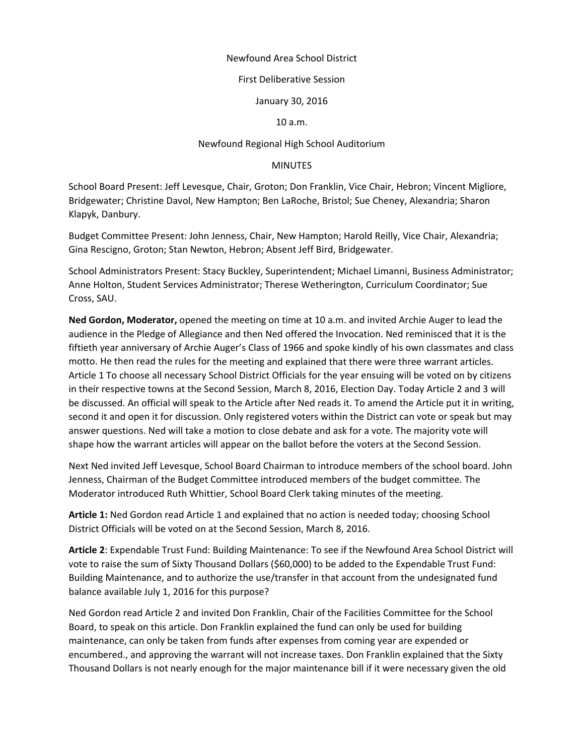Newfound Area School District

First Deliberative Session

January 30, 2016

10 a.m.

Newfound Regional High School Auditorium

MINUTES

School Board Present: Jeff Levesque, Chair, Groton; Don Franklin, Vice Chair, Hebron; Vincent Migliore, Bridgewater; Christine Davol, New Hampton; Ben LaRoche, Bristol; Sue Cheney, Alexandria; Sharon Klapyk, Danbury.

Budget Committee Present: John Jenness, Chair, New Hampton; Harold Reilly, Vice Chair, Alexandria; Gina Rescigno, Groton; Stan Newton, Hebron; Absent Jeff Bird, Bridgewater.

School Administrators Present: Stacy Buckley, Superintendent; Michael Limanni, Business Administrator; Anne Holton, Student Services Administrator; Therese Wetherington, Curriculum Coordinator; Sue Cross, SAU.

**Ned Gordon, Moderator,** opened the meeting on time at 10 a.m. and invited Archie Auger to lead the audience in the Pledge of Allegiance and then Ned offered the Invocation. Ned reminisced that it is the fiftieth year anniversary of Archie Auger's Class of 1966 and spoke kindly of his own classmates and class motto. He then read the rules for the meeting and explained that there were three warrant articles. Article 1 To choose all necessary School District Officials for the year ensuing will be voted on by citizens in their respective towns at the Second Session, March 8, 2016, Election Day. Today Article 2 and 3 will be discussed. An official will speak to the Article after Ned reads it. To amend the Article put it in writing, second it and open it for discussion. Only registered voters within the District can vote or speak but may answer questions. Ned will take a motion to close debate and ask for a vote. The majority vote will shape how the warrant articles will appear on the ballot before the voters at the Second Session.

Next Ned invited Jeff Levesque, School Board Chairman to introduce members of the school board. John Jenness, Chairman of the Budget Committee introduced members of the budget committee. The Moderator introduced Ruth Whittier, School Board Clerk taking minutes of the meeting.

**Article 1:** Ned Gordon read Article 1 and explained that no action is needed today; choosing School District Officials will be voted on at the Second Session, March 8, 2016.

**Article 2**: Expendable Trust Fund: Building Maintenance: To see if the Newfound Area School District will vote to raise the sum of Sixty Thousand Dollars ($60,000) to be added to the Expendable Trust Fund: Building Maintenance, and to authorize the use/transfer in that account from the undesignated fund balance available July 1, 2016 for this purpose?

Ned Gordon read Article 2 and invited Don Franklin, Chair of the Facilities Committee for the School Board, to speak on this article. Don Franklin explained the fund can only be used for building maintenance, can only be taken from funds after expenses from coming year are expended or encumbered., and approving the warrant will not increase taxes. Don Franklin explained that the Sixty Thousand Dollars is not nearly enough for the major maintenance bill if it were necessary given the old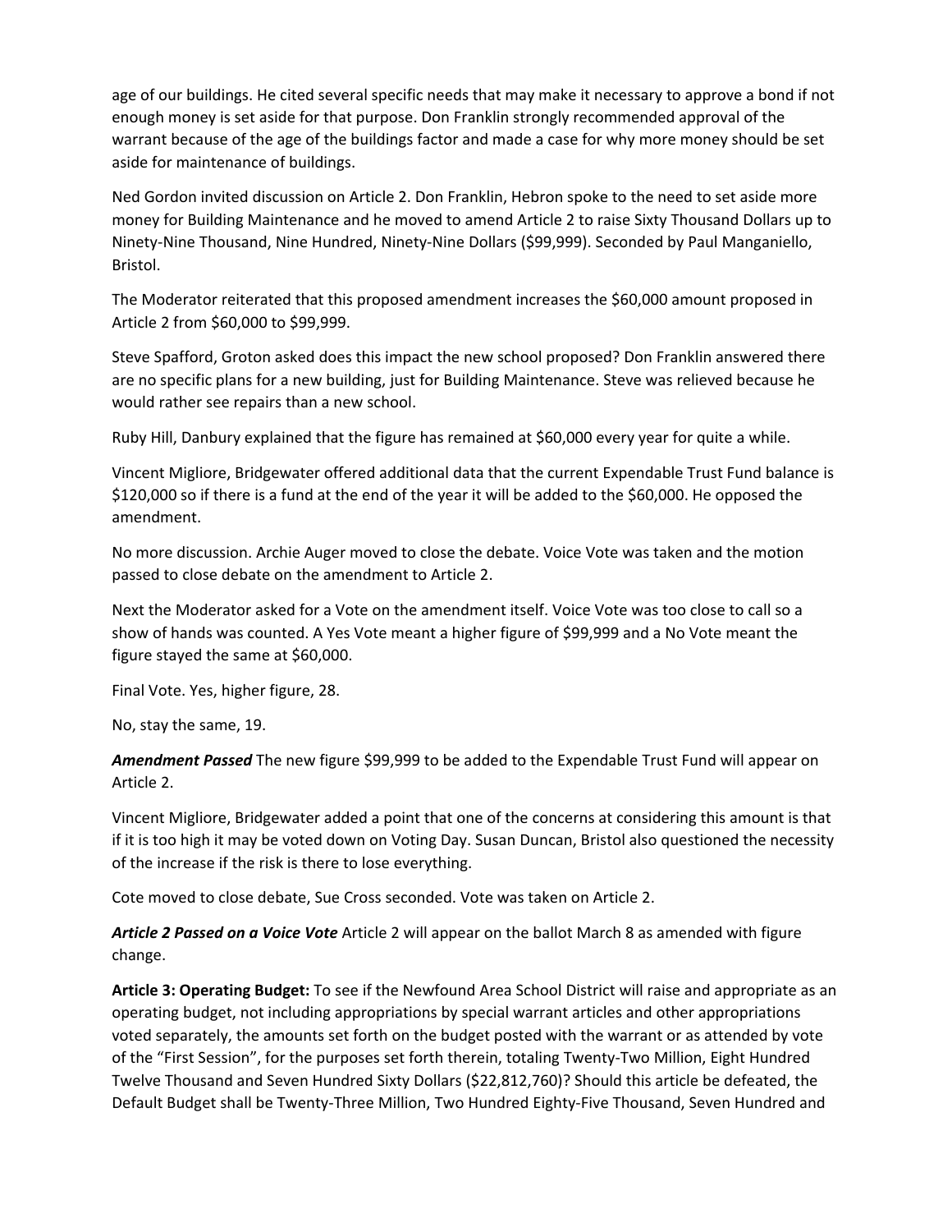age of our buildings. He cited several specific needs that may make it necessary to approve a bond if not enough money is set aside for that purpose. Don Franklin strongly recommended approval of the warrant because of the age of the buildings factor and made a case for why more money should be set aside for maintenance of buildings.

Ned Gordon invited discussion on Article 2. Don Franklin, Hebron spoke to the need to set aside more money for Building Maintenance and he moved to amend Article 2 to raise Sixty Thousand Dollars up to Ninety-Nine Thousand, Nine Hundred, Ninety-Nine Dollars ($99,999). Seconded by Paul Manganiello, Bristol.

The Moderator reiterated that this proposed amendment increases the $60,000 amount proposed in Article 2 from $60,000 to $99,999.

Steve Spafford, Groton asked does this impact the new school proposed? Don Franklin answered there are no specific plans for a new building, just for Building Maintenance. Steve was relieved because he would rather see repairs than a new school.

Ruby Hill, Danbury explained that the figure has remained at $60,000 every year for quite a while.

Vincent Migliore, Bridgewater offered additional data that the current Expendable Trust Fund balance is $120,000 so if there is a fund at the end of the year it will be added to the $60,000. He opposed the amendment.

No more discussion. Archie Auger moved to close the debate. Voice Vote was taken and the motion passed to close debate on the amendment to Article 2.

Next the Moderator asked for a Vote on the amendment itself. Voice Vote was too close to call so a show of hands was counted. A Yes Vote meant a higher figure of $99,999 and a No Vote meant the figure stayed the same at $60,000.

Final Vote. Yes, higher figure, 28.

No, stay the same, 19.

***Amendment Passed*** The new figure $99,999 to be added to the Expendable Trust Fund will appear on Article 2.

Vincent Migliore, Bridgewater added a point that one of the concerns at considering this amount is that if it is too high it may be voted down on Voting Day. Susan Duncan, Bristol also questioned the necessity of the increase if the risk is there to lose everything.

Cote moved to close debate, Sue Cross seconded. Vote was taken on Article 2.

***Article 2 Passed on a Voice Vote*** Article 2 will appear on the ballot March 8 as amended with figure change.

**Article 3: Operating Budget:** To see if the Newfound Area School District will raise and appropriate as an operating budget, not including appropriations by special warrant articles and other appropriations voted separately, the amounts set forth on the budget posted with the warrant or as attended by vote of the "First Session", for the purposes set forth therein, totaling Twenty-Two Million, Eight Hundred Twelve Thousand and Seven Hundred Sixty Dollars ($22,812,760)? Should this article be defeated, the Default Budget shall be Twenty-Three Million, Two Hundred Eighty-Five Thousand, Seven Hundred and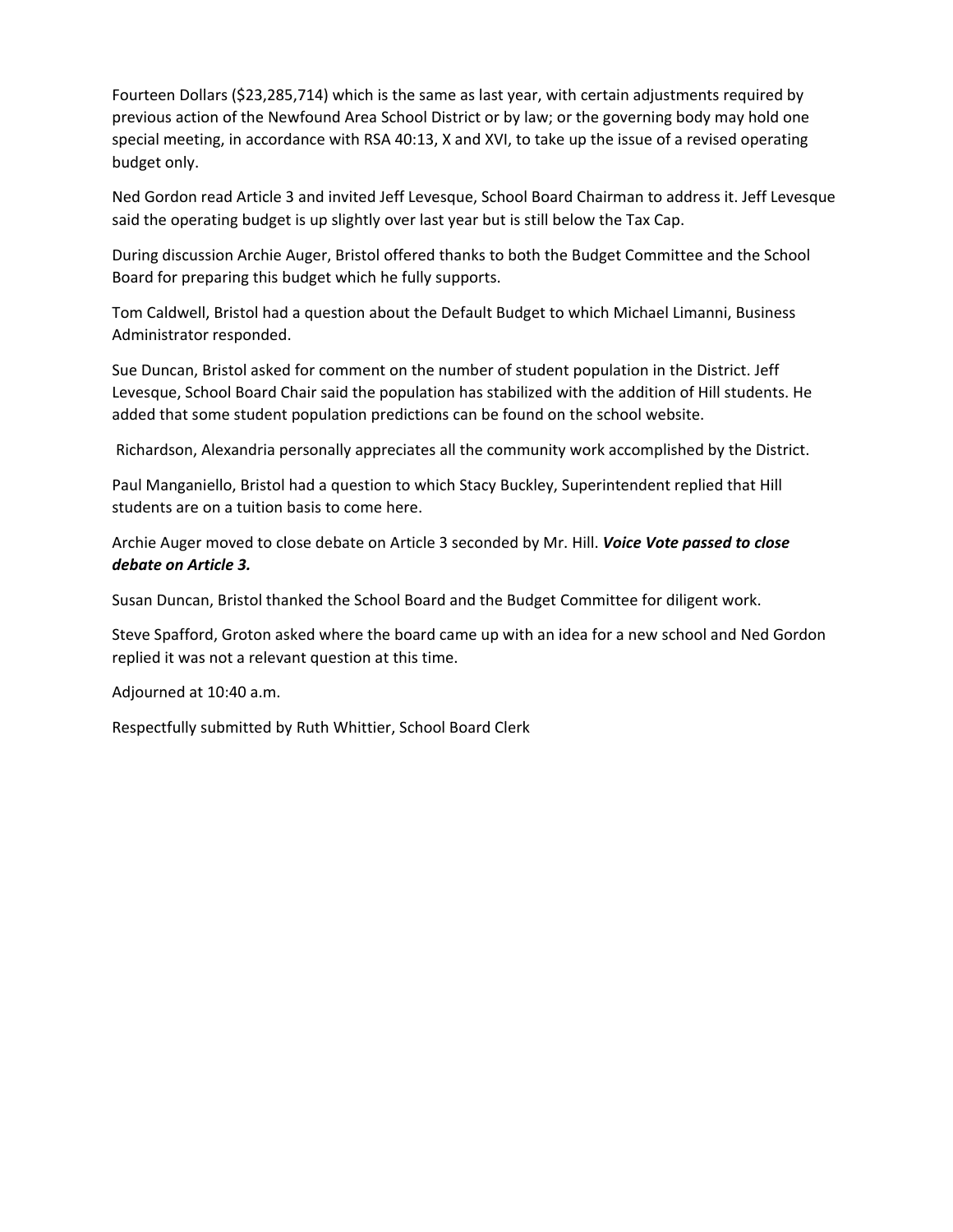Fourteen Dollars ($23,285,714) which is the same as last year, with certain adjustments required by previous action of the Newfound Area School District or by law; or the governing body may hold one special meeting, in accordance with RSA 40:13, X and XVI, to take up the issue of a revised operating budget only.

Ned Gordon read Article 3 and invited Jeff Levesque, School Board Chairman to address it. Jeff Levesque said the operating budget is up slightly over last year but is still below the Tax Cap.

During discussion Archie Auger, Bristol offered thanks to both the Budget Committee and the School Board for preparing this budget which he fully supports.

Tom Caldwell, Bristol had a question about the Default Budget to which Michael Limanni, Business Administrator responded.

Sue Duncan, Bristol asked for comment on the number of student population in the District. Jeff Levesque, School Board Chair said the population has stabilized with the addition of Hill students. He added that some student population predictions can be found on the school website.

Richardson, Alexandria personally appreciates all the community work accomplished by the District.

Paul Manganiello, Bristol had a question to which Stacy Buckley, Superintendent replied that Hill students are on a tuition basis to come here.

Archie Auger moved to close debate on Article 3 seconded by Mr. Hill. ***Voice Vote passed to close debate on Article 3.***

Susan Duncan, Bristol thanked the School Board and the Budget Committee for diligent work.

Steve Spafford, Groton asked where the board came up with an idea for a new school and Ned Gordon replied it was not a relevant question at this time.

Adjourned at 10:40 a.m.

Respectfully submitted by Ruth Whittier, School Board Clerk